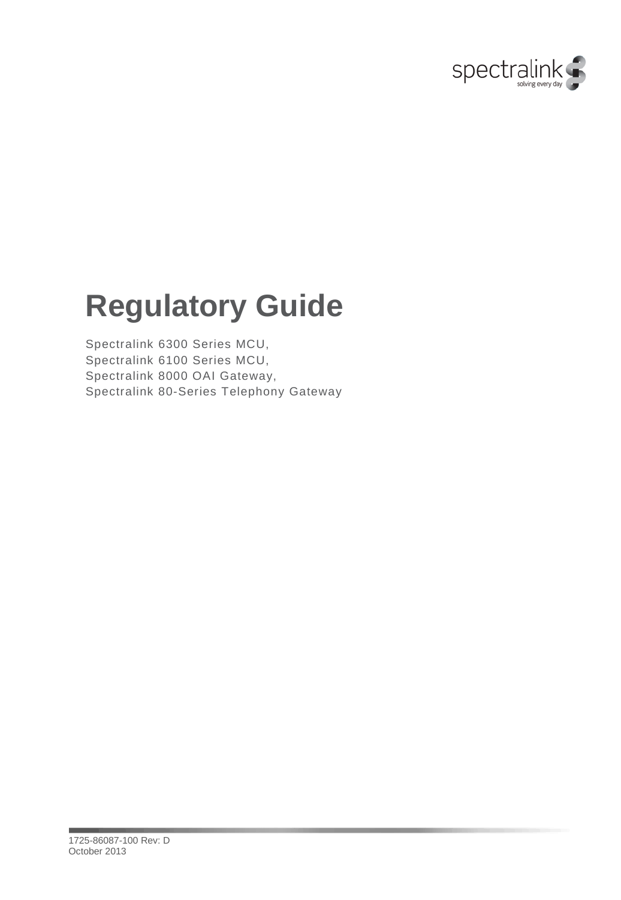# Regulatory Guide

Spectralink 6300 Series MCU,
Spectralink 6100 Series MCU,
Spectralink 8000 OAI Gateway,
Spectralink 80-Series Telephony Gateway

1725-86087-100 Rev: D
October 2013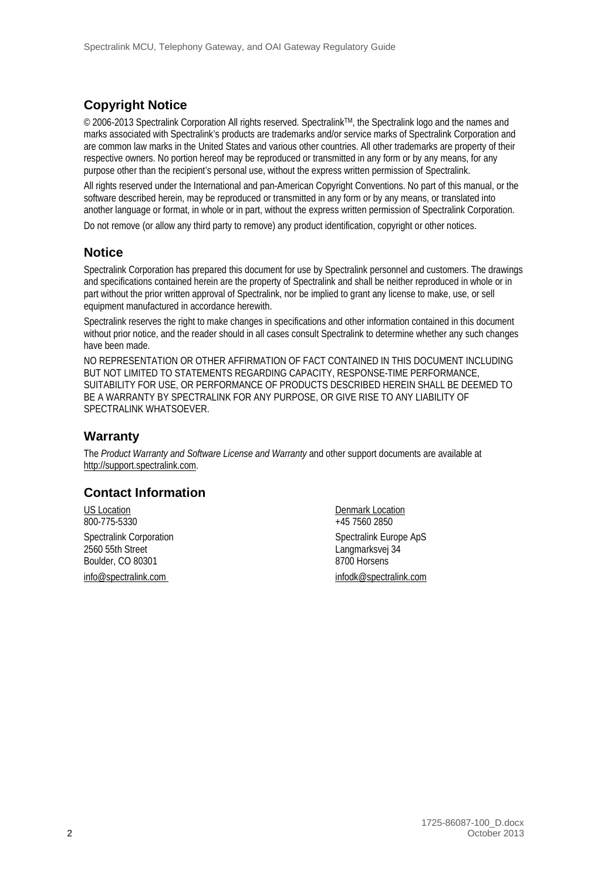## Copyright Notice

© 2006-2013 Spectralink Corporation All rights reserved. Spectralink™, the Spectralink logo and the names and marks associated with Spectralink's products are trademarks and/or service marks of Spectralink Corporation and are common law marks in the United States and various other countries. All other trademarks are property of their respective owners. No portion hereof may be reproduced or transmitted in any form or by any means, for any purpose other than the recipient's personal use, without the express written permission of Spectralink.

All rights reserved under the International and pan-American Copyright Conventions. No part of this manual, or the software described herein, may be reproduced or transmitted in any form or by any means, or translated into another language or format, in whole or in part, without the express written permission of Spectralink Corporation.

Do not remove (or allow any third party to remove) any product identification, copyright or other notices.

## Notice

Spectralink Corporation has prepared this document for use by Spectralink personnel and customers. The drawings and specifications contained herein are the property of Spectralink and shall be neither reproduced in whole or in part without the prior written approval of Spectralink, nor be implied to grant any license to make, use, or sell equipment manufactured in accordance herewith.

Spectralink reserves the right to make changes in specifications and other information contained in this document without prior notice, and the reader should in all cases consult Spectralink to determine whether any such changes have been made.

NO REPRESENTATION OR OTHER AFFIRMATION OF FACT CONTAINED IN THIS DOCUMENT INCLUDING BUT NOT LIMITED TO STATEMENTS REGARDING CAPACITY, RESPONSE-TIME PERFORMANCE, SUITABILITY FOR USE, OR PERFORMANCE OF PRODUCTS DESCRIBED HEREIN SHALL BE DEEMED TO BE A WARRANTY BY SPECTRALINK FOR ANY PURPOSE, OR GIVE RISE TO ANY LIABILITY OF SPECTRALINK WHATSOEVER.

## Warranty

The *Product Warranty and Software License and Warranty* and other support documents are available at http://support.spectralink.com.

## Contact Information

US Location
800-775-5330

Spectralink Corporation
2560 55th Street
Boulder, CO 80301

info@spectralink.com

Denmark Location
+45 7560 2850

Spectralink Europe ApS
Langmarksvej 34
8700 Horsens

infodk@spectralink.com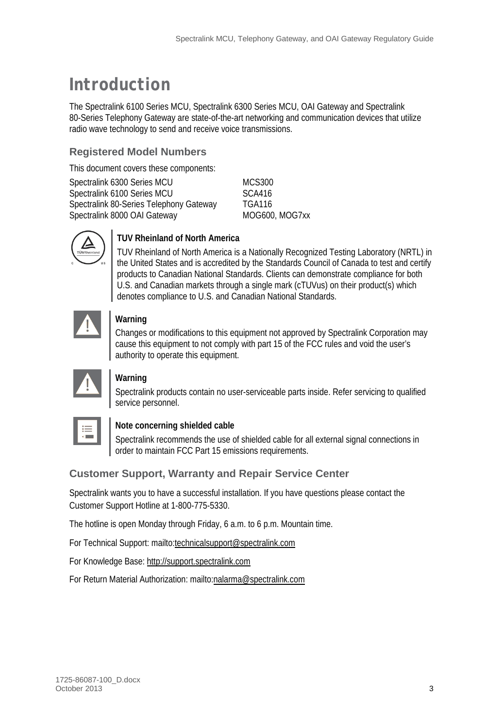# Introduction

The Spectralink 6100 Series MCU, Spectralink 6300 Series MCU, OAI Gateway and Spectralink 80-Series Telephony Gateway are state-of-the-art networking and communication devices that utilize radio wave technology to send and receive voice transmissions.

## Registered Model Numbers

This document covers these components:

| | |
|---|---|
| Spectralink 6300 Series MCU | MCS300 |
| Spectralink 6100 Series MCU | SCA416 |
| Spectralink 80-Series Telephony Gateway | TGA116 |
| Spectralink 8000 OAI Gateway | MOG600, MOG7xx |

**TUV Rheinland of North America**

TUV Rheinland of North America is a Nationally Recognized Testing Laboratory (NRTL) in the United States and is accredited by the Standards Council of Canada to test and certify products to Canadian National Standards. Clients can demonstrate compliance for both U.S. and Canadian markets through a single mark (cTUVus) on their product(s) which denotes compliance to U.S. and Canadian National Standards.

**Warning**

Changes or modifications to this equipment not approved by Spectralink Corporation may cause this equipment to not comply with part 15 of the FCC rules and void the user's authority to operate this equipment.

**Warning**

Spectralink products contain no user-serviceable parts inside. Refer servicing to qualified service personnel.

**Note concerning shielded cable**

Spectralink recommends the use of shielded cable for all external signal connections in order to maintain FCC Part 15 emissions requirements.

## Customer Support, Warranty and Repair Service Center

Spectralink wants you to have a successful installation. If you have questions please contact the Customer Support Hotline at 1-800-775-5330.

The hotline is open Monday through Friday, 6 a.m. to 6 p.m. Mountain time.

For Technical Support: mailto:technicalsupport@spectralink.com

For Knowledge Base: http://support.spectralink.com

For Return Material Authorization: mailto:nalarma@spectralink.com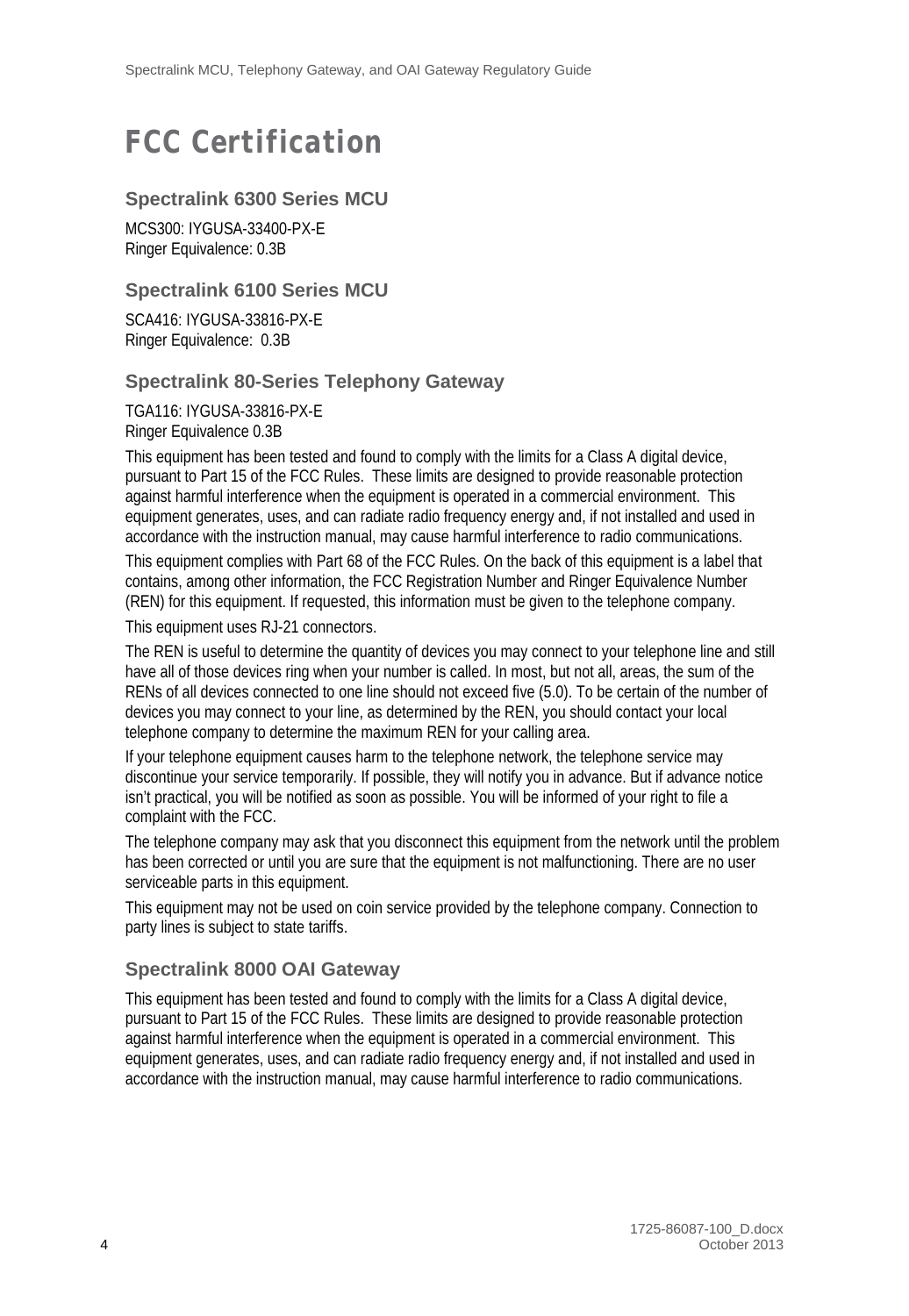# FCC Certification

## Spectralink 6300 Series MCU

MCS300: IYGUSA-33400-PX-E
Ringer Equivalence: 0.3B

## Spectralink 6100 Series MCU

SCA416: IYGUSA-33816-PX-E
Ringer Equivalence: 0.3B

## Spectralink 80-Series Telephony Gateway

TGA116: IYGUSA-33816-PX-E
Ringer Equivalence 0.3B

This equipment has been tested and found to comply with the limits for a Class A digital device, pursuant to Part 15 of the FCC Rules. These limits are designed to provide reasonable protection against harmful interference when the equipment is operated in a commercial environment. This equipment generates, uses, and can radiate radio frequency energy and, if not installed and used in accordance with the instruction manual, may cause harmful interference to radio communications.

This equipment complies with Part 68 of the FCC Rules. On the back of this equipment is a label that contains, among other information, the FCC Registration Number and Ringer Equivalence Number (REN) for this equipment. If requested, this information must be given to the telephone company.

This equipment uses RJ-21 connectors.

The REN is useful to determine the quantity of devices you may connect to your telephone line and still have all of those devices ring when your number is called. In most, but not all, areas, the sum of the RENs of all devices connected to one line should not exceed five (5.0). To be certain of the number of devices you may connect to your line, as determined by the REN, you should contact your local telephone company to determine the maximum REN for your calling area.

If your telephone equipment causes harm to the telephone network, the telephone service may discontinue your service temporarily. If possible, they will notify you in advance. But if advance notice isn't practical, you will be notified as soon as possible. You will be informed of your right to file a complaint with the FCC.

The telephone company may ask that you disconnect this equipment from the network until the problem has been corrected or until you are sure that the equipment is not malfunctioning. There are no user serviceable parts in this equipment.

This equipment may not be used on coin service provided by the telephone company. Connection to party lines is subject to state tariffs.

## Spectralink 8000 OAI Gateway

This equipment has been tested and found to comply with the limits for a Class A digital device, pursuant to Part 15 of the FCC Rules. These limits are designed to provide reasonable protection against harmful interference when the equipment is operated in a commercial environment. This equipment generates, uses, and can radiate radio frequency energy and, if not installed and used in accordance with the instruction manual, may cause harmful interference to radio communications.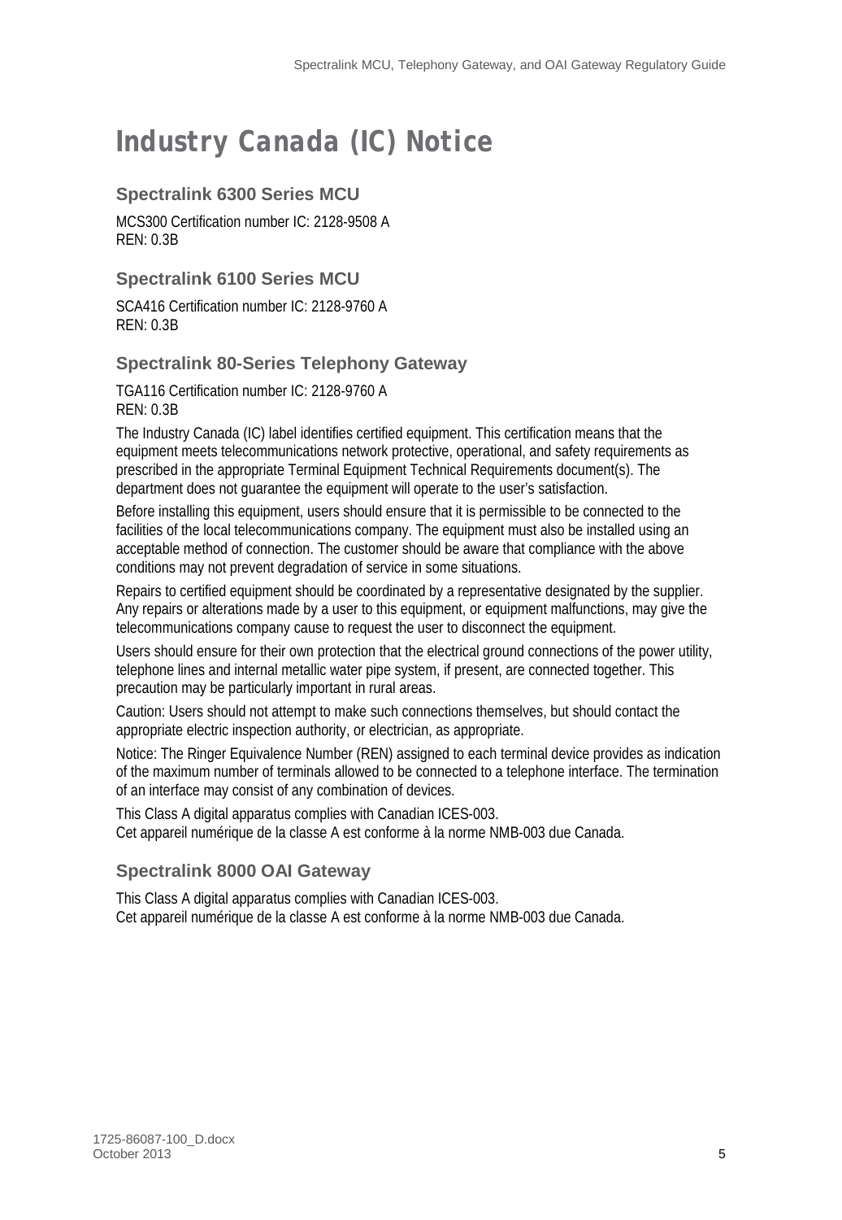# Industry Canada (IC) Notice

## Spectralink 6300 Series MCU

MCS300 Certification number IC: 2128-9508 A
REN: 0.3B

## Spectralink 6100 Series MCU

SCA416 Certification number IC: 2128-9760 A
REN: 0.3B

## Spectralink 80-Series Telephony Gateway

TGA116 Certification number IC: 2128-9760 A
REN: 0.3B

The Industry Canada (IC) label identifies certified equipment. This certification means that the equipment meets telecommunications network protective, operational, and safety requirements as prescribed in the appropriate Terminal Equipment Technical Requirements document(s). The department does not guarantee the equipment will operate to the user's satisfaction.

Before installing this equipment, users should ensure that it is permissible to be connected to the facilities of the local telecommunications company. The equipment must also be installed using an acceptable method of connection. The customer should be aware that compliance with the above conditions may not prevent degradation of service in some situations.

Repairs to certified equipment should be coordinated by a representative designated by the supplier. Any repairs or alterations made by a user to this equipment, or equipment malfunctions, may give the telecommunications company cause to request the user to disconnect the equipment.

Users should ensure for their own protection that the electrical ground connections of the power utility, telephone lines and internal metallic water pipe system, if present, are connected together. This precaution may be particularly important in rural areas.

Caution: Users should not attempt to make such connections themselves, but should contact the appropriate electric inspection authority, or electrician, as appropriate.

Notice: The Ringer Equivalence Number (REN) assigned to each terminal device provides as indication of the maximum number of terminals allowed to be connected to a telephone interface. The termination of an interface may consist of any combination of devices.

This Class A digital apparatus complies with Canadian ICES-003.
Cet appareil numérique de la classe A est conforme à la norme NMB-003 due Canada.

## Spectralink 8000 OAI Gateway

This Class A digital apparatus complies with Canadian ICES-003.
Cet appareil numérique de la classe A est conforme à la norme NMB-003 due Canada.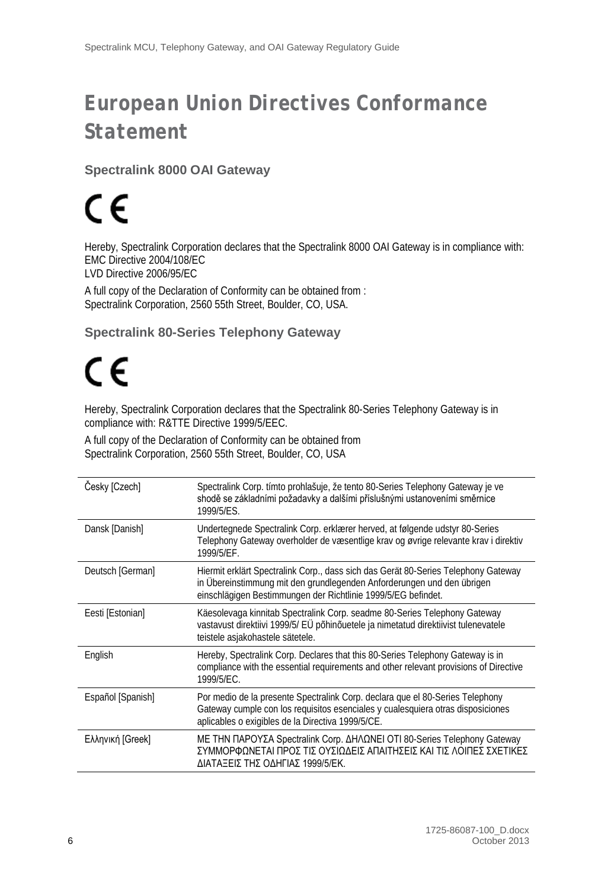# European Union Directives Conformance Statement

## Spectralink 8000 OAI Gateway

CE

Hereby, Spectralink Corporation declares that the Spectralink 8000 OAI Gateway is in compliance with:
EMC Directive 2004/108/EC
LVD Directive 2006/95/EC

A full copy of the Declaration of Conformity can be obtained from :
Spectralink Corporation, 2560 55th Street, Boulder, CO, USA.

## Spectralink 80-Series Telephony Gateway

CE

Hereby, Spectralink Corporation declares that the Spectralink 80-Series Telephony Gateway is in compliance with: R&TTE Directive 1999/5/EEC.

A full copy of the Declaration of Conformity can be obtained from
Spectralink Corporation, 2560 55th Street, Boulder, CO, USA

| | |
|---|---|
| Česky [Czech] | Spectralink Corp. tímto prohlašuje, že tento 80-Series Telephony Gateway je ve shodě se základními požadavky a dalšími příslušnými ustanoveními směrnice 1999/5/ES. |
| Dansk [Danish] | Undertegnede Spectralink Corp. erklærer herved, at følgende udstyr 80-Series Telephony Gateway overholder de væsentlige krav og øvrige relevante krav i direktiv 1999/5/EF. |
| Deutsch [German] | Hiermit erklärt Spectralink Corp., dass sich das Gerät 80-Series Telephony Gateway in Übereinstimmung mit den grundlegenden Anforderungen und den übrigen einschlägigen Bestimmungen der Richtlinie 1999/5/EG befindet. |
| Eesti [Estonian] | Käesolevaga kinnitab Spectralink Corp. seadme 80-Series Telephony Gateway vastavust direktiivi 1999/5/ EÜ põhinõuetele ja nimetatud direktiivist tulenevatele teistele asjakohastele sätetele. |
| English | Hereby, Spectralink Corp. Declares that this 80-Series Telephony Gateway is in compliance with the essential requirements and other relevant provisions of Directive 1999/5/EC. |
| Español [Spanish] | Por medio de la presente Spectralink Corp. declara que el 80-Series Telephony Gateway cumple con los requisitos esenciales y cualesquiera otras disposiciones aplicables o exigibles de la Directiva 1999/5/CE. |
| Ελληνική [Greek] | ΜΕ ΤΗΝ ΠΑΡΟΥΣΑ Spectralink Corp. ΔΗΛΩΝΕΙ ΟΤΙ 80-Series Telephony Gateway ΣΥΜΜΟΡΦΩΝΕΤΑΙ ΠΡΟΣ ΤΙΣ ΟΥΣΙΩΔΕΙΣ ΑΠΑΙΤΗΣΕΙΣ ΚΑΙ ΤΙΣ ΛΟΙΠΕΣ ΣΧΕΤΙΚΕΣ ΔΙΑΤΑΞΕΙΣ ΤΗΣ ΟΔΗΓΙΑΣ 1999/5/ΕΚ. |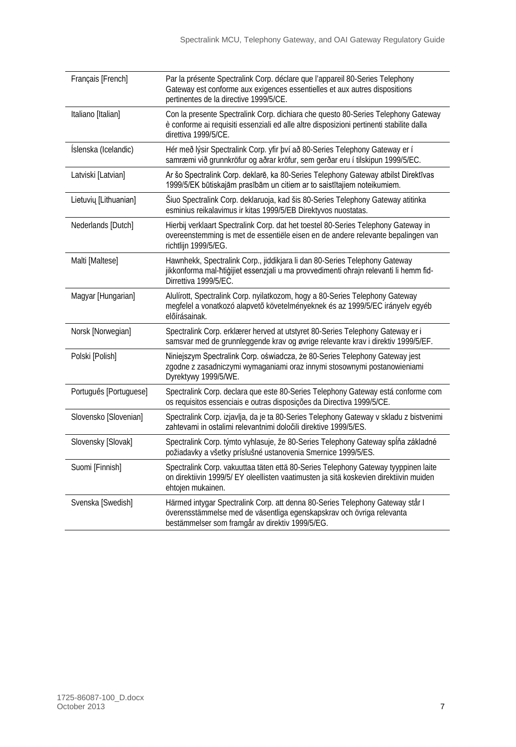| | |
|---|---|
| Français [French] | Par la présente Spectralink Corp. déclare que l'appareil 80-Series Telephony Gateway est conforme aux exigences essentielles et aux autres dispositions pertinentes de la directive 1999/5/CE. |
| Italiano [Italian] | Con la presente Spectralink Corp. dichiara che questo 80-Series Telephony Gateway è conforme ai requisiti essenziali ed alle altre disposizioni pertinenti stabilite dalla direttiva 1999/5/CE. |
| Íslenska (Icelandic) | Hér með lýsir Spectralink Corp. yfir því að 80-Series Telephony Gateway er í samræmi við grunnkröfur og aðrar kröfur, sem gerðar eru í tilskipun 1999/5/EC. |
| Latviski [Latvian] | Ar šo Spectralink Corp. deklarē, ka 80-Series Telephony Gateway atbilst Direktīvas 1999/5/EK būtiskajām prasībām un citiem ar to saistītajiem noteikumiem. |
| Lietuvių [Lithuanian] | Šiuo Spectralink Corp. deklaruoja, kad šis 80-Series Telephony Gateway atitinka esminius reikalavimus ir kitas 1999/5/EB Direktyvos nuostatas. |
| Nederlands [Dutch] | Hierbij verklaart Spectralink Corp. dat het toestel 80-Series Telephony Gateway in overeenstemming is met de essentiële eisen en de andere relevante bepalingen van richtlijn 1999/5/EG. |
| Malti [Maltese] | Hawnhekk, Spectralink Corp., jiddikjara li dan 80-Series Telephony Gateway jikkonforma mal-ħtiġijiet essenzjali u ma provvedimenti oħrajn relevanti li hemm fid-Dirrettiva 1999/5/EC. |
| Magyar [Hungarian] | Alulírott, Spectralink Corp. nyilatkozom, hogy a 80-Series Telephony Gateway megfelel a vonatkozó alapvetõ követelményeknek és az 1999/5/EC irányelv egyéb elõírásainak. |
| Norsk [Norwegian] | Spectralink Corp. erklærer herved at utstyret 80-Series Telephony Gateway er i samsvar med de grunnleggende krav og øvrige relevante krav i direktiv 1999/5/EF. |
| Polski [Polish] | Niniejszym Spectralink Corp. oświadcza, że 80-Series Telephony Gateway jest zgodne z zasadniczymi wymaganiami oraz innymi stosownymi postanowieniami Dyrektywy 1999/5/WE. |
| Português [Portuguese] | Spectralink Corp. declara que este 80-Series Telephony Gateway está conforme com os requisitos essenciais e outras disposições da Directiva 1999/5/CE. |
| Slovensko [Slovenian] | Spectralink Corp. izjavlja, da je ta 80-Series Telephony Gateway v skladu z bistvenimi zahtevami in ostalimi relevantnimi določili direktive 1999/5/ES. |
| Slovensky [Slovak] | Spectralink Corp. týmto vyhlasuje, že 80-Series Telephony Gateway spĺňa základné požiadavky a všetky príslušné ustanovenia Smernice 1999/5/ES. |
| Suomi [Finnish] | Spectralink Corp. vakuuttaa täten että 80-Series Telephony Gateway tyyppinen laite on direktiivin 1999/5/ EY oleellisten vaatimusten ja sitä koskevien direktiivin muiden ehtojen mukainen. |
| Svenska [Swedish] | Härmed intygar Spectralink Corp. att denna 80-Series Telephony Gateway står I överensstämmelse med de väsentliga egenskapskrav och övriga relevanta bestämmelser som framgår av direktiv 1999/5/EG. |